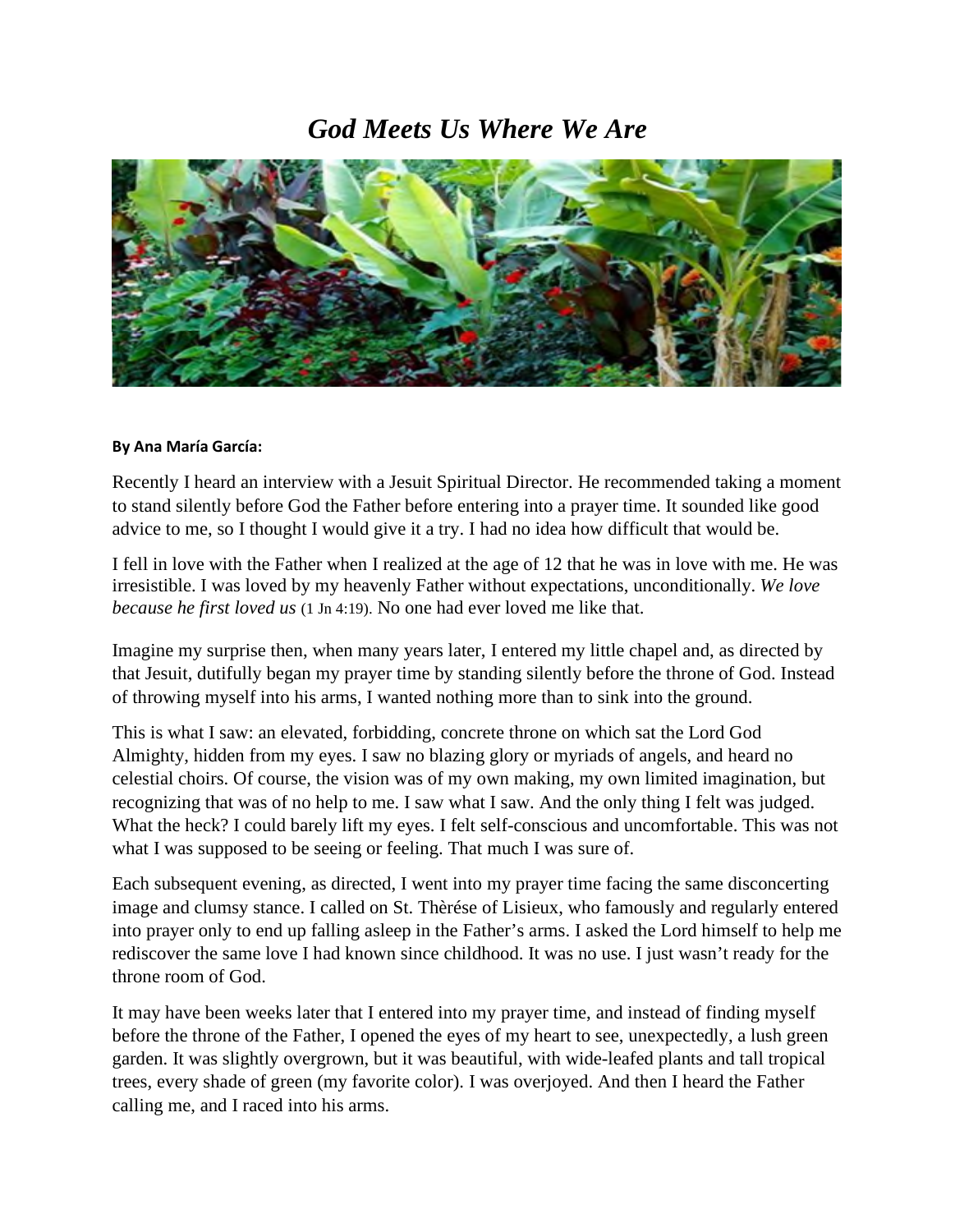# *God Meets Us Where We Are*

**By Ana María García:**

Recently I heard an interview with a Jesuit Spiritual Director. He recommended taking a moment to stand silently before God the Father before entering into a prayer time. It sounded like good advice to me, so I thought I would give it a try. I had no idea how difficult that would be.

I fell in love with the Father when I realized at the age of 12 that he was in love with me. He was irresistible. I was loved by my heavenly Father without expectations, unconditionally. *We love because he first loved us* (1 Jn 4:19). No one had ever loved me like that.

Imagine my surprise then, when many years later, I entered my little chapel and, as directed by that Jesuit, dutifully began my prayer time by standing silently before the throne of God. Instead of throwing myself into his arms, I wanted nothing more than to sink into the ground.

This is what I saw: an elevated, forbidding, concrete throne on which sat the Lord God Almighty, hidden from my eyes. I saw no blazing glory or myriads of angels, and heard no celestial choirs. Of course, the vision was of my own making, my own limited imagination, but recognizing that was of no help to me. I saw what I saw. And the only thing I felt was judged. What the heck? I could barely lift my eyes. I felt self-conscious and uncomfortable. This was not what I was supposed to be seeing or feeling. That much I was sure of.

Each subsequent evening, as directed, I went into my prayer time facing the same disconcerting image and clumsy stance. I called on St. Thèrése of Lisieux, who famously and regularly entered into prayer only to end up falling asleep in the Father's arms. I asked the Lord himself to help me rediscover the same love I had known since childhood. It was no use. I just wasn't ready for the throne room of God.

It may have been weeks later that I entered into my prayer time, and instead of finding myself before the throne of the Father, I opened the eyes of my heart to see, unexpectedly, a lush green garden. It was slightly overgrown, but it was beautiful, with wide-leafed plants and tall tropical trees, every shade of green (my favorite color). I was overjoyed. And then I heard the Father calling me, and I raced into his arms.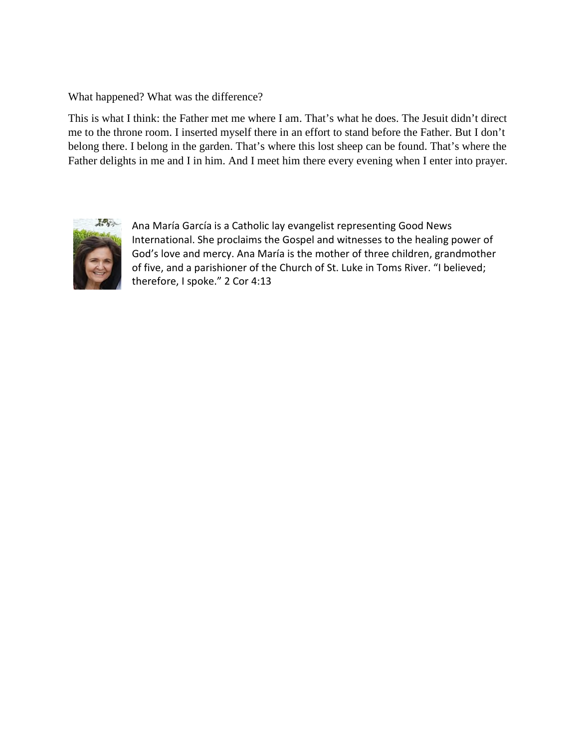What happened? What was the difference?

This is what I think: the Father met me where I am. That's what he does. The Jesuit didn't direct me to the throne room. I inserted myself there in an effort to stand before the Father. But I don't belong there. I belong in the garden. That's where this lost sheep can be found. That's where the Father delights in me and I in him. And I meet him there every evening when I enter into prayer.

Ana María García is a Catholic lay evangelist representing Good News International. She proclaims the Gospel and witnesses to the healing power of God's love and mercy. Ana María is the mother of three children, grandmother of five, and a parishioner of the Church of St. Luke in Toms River. "I believed; therefore, I spoke." 2 Cor 4:13